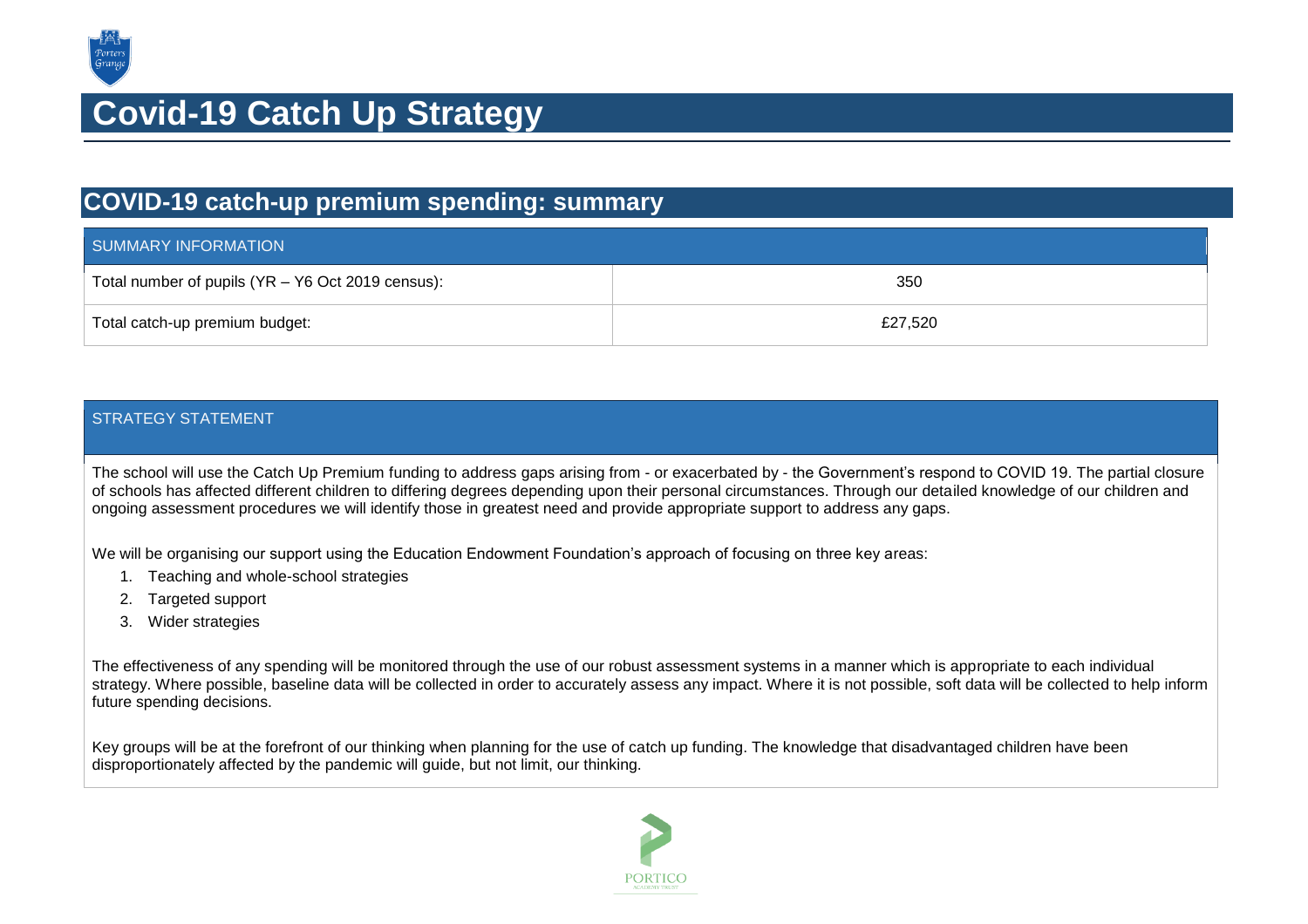# Covid-19 Catch Up Strategy

## COVID-19 catch-up premium spending: summary

| SUMMARY INFORMATION | |
|---|---|
| Total number of pupils (YR – Y6 Oct 2019 census): | 350 |
| Total catch-up premium budget: | £27,520 |

### STRATEGY STATEMENT

The school will use the Catch Up Premium funding to address gaps arising from - or exacerbated by - the Government's respond to COVID 19. The partial closure of schools has affected different children to differing degrees depending upon their personal circumstances. Through our detailed knowledge of our children and ongoing assessment procedures we will identify those in greatest need and provide appropriate support to address any gaps.

We will be organising our support using the Education Endowment Foundation's approach of focusing on three key areas:

1. Teaching and whole-school strategies
2. Targeted support
3. Wider strategies

The effectiveness of any spending will be monitored through the use of our robust assessment systems in a manner which is appropriate to each individual strategy. Where possible, baseline data will be collected in order to accurately assess any impact. Where it is not possible, soft data will be collected to help inform future spending decisions.

Key groups will be at the forefront of our thinking when planning for the use of catch up funding. The knowledge that disadvantaged children have been disproportionately affected by the pandemic will guide, but not limit, our thinking.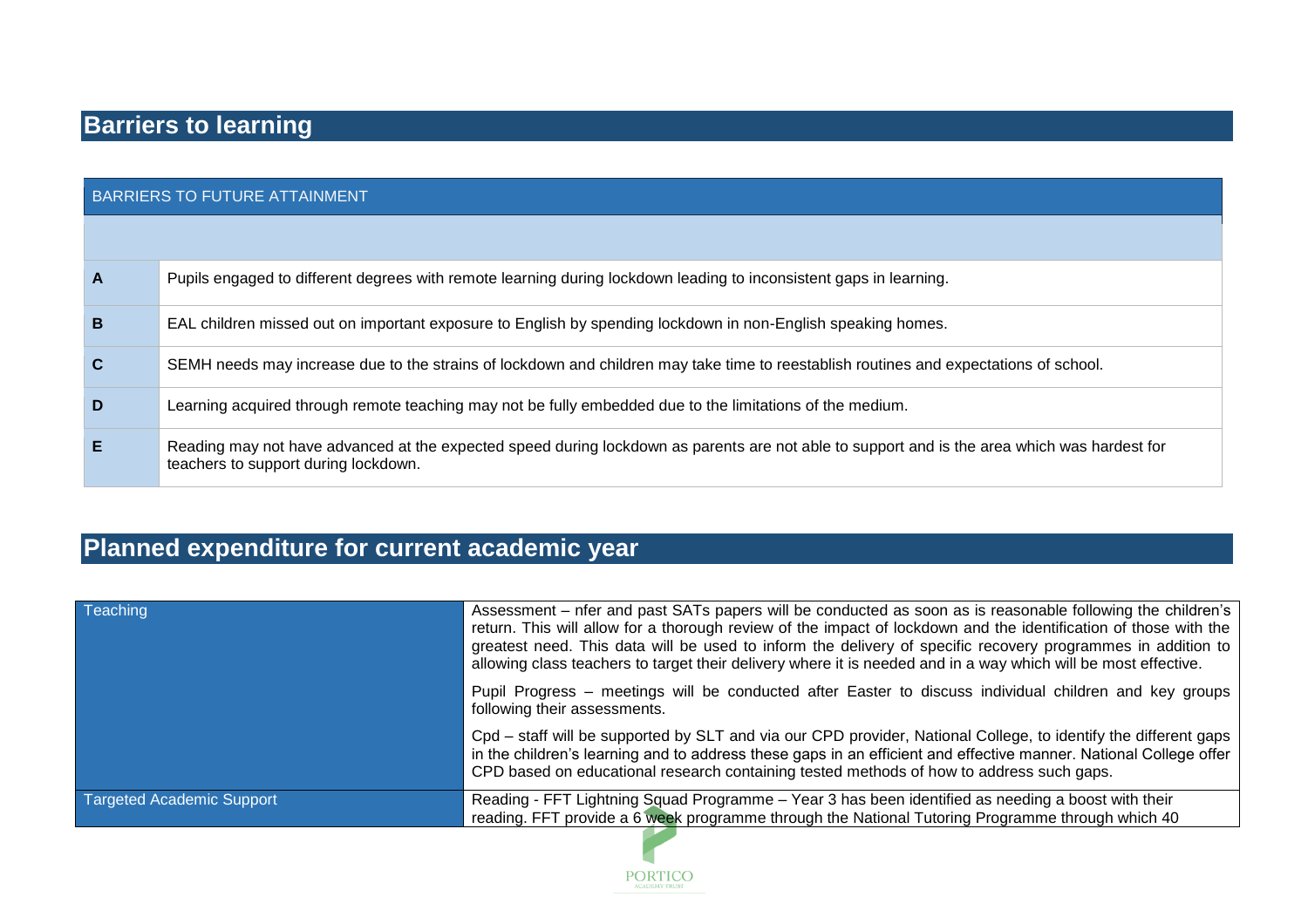## Barriers to learning

| BARRIERS TO FUTURE ATTAINMENT | |
|---|---|
| | |
| **A** | Pupils engaged to different degrees with remote learning during lockdown leading to inconsistent gaps in learning. |
| **B** | EAL children missed out on important exposure to English by spending lockdown in non-English speaking homes. |
| **C** | SEMH needs may increase due to the strains of lockdown and children may take time to reestablish routines and expectations of school. |
| **D** | Learning acquired through remote teaching may not be fully embedded due to the limitations of the medium. |
| **E** | Reading may not have advanced at the expected speed during lockdown as parents are not able to support and is the area which was hardest for teachers to support during lockdown. |

## Planned expenditure for current academic year

| | |
|---|---|
| Teaching | Assessment – nfer and past SATs papers will be conducted as soon as is reasonable following the children's return. This will allow for a thorough review of the impact of lockdown and the identification of those with the greatest need. This data will be used to inform the delivery of specific recovery programmes in addition to allowing class teachers to target their delivery where it is needed and in a way which will be most effective.<br><br>Pupil Progress – meetings will be conducted after Easter to discuss individual children and key groups following their assessments.<br><br>Cpd – staff will be supported by SLT and via our CPD provider, National College, to identify the different gaps in the children's learning and to address these gaps in an efficient and effective manner. National College offer CPD based on educational research containing tested methods of how to address such gaps. |
| Targeted Academic Support | Reading - FFT Lightning Squad Programme – Year 3 has been identified as needing a boost with their reading. FFT provide a 6 week programme through the National Tutoring Programme through which 40 |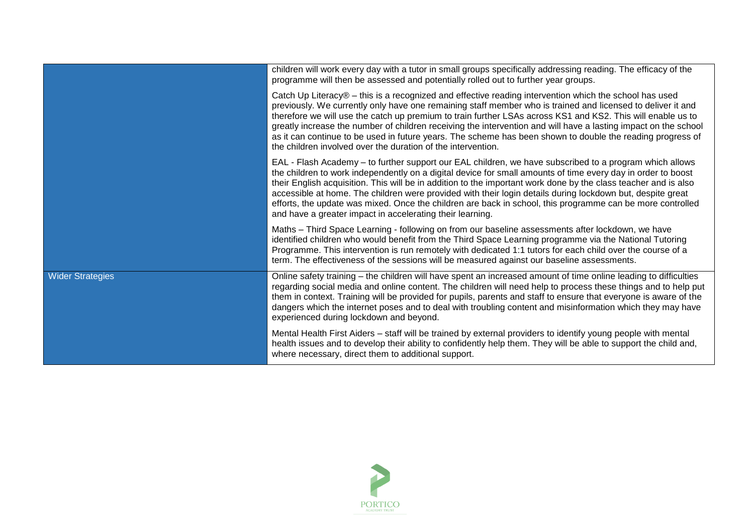| | |
|---|---|
| | children will work every day with a tutor in small groups specifically addressing reading. The efficacy of the programme will then be assessed and potentially rolled out to further year groups.<br><br>Catch Up Literacy® – this is a recognized and effective reading intervention which the school has used previously. We currently only have one remaining staff member who is trained and licensed to deliver it and therefore we will use the catch up premium to train further LSAs across KS1 and KS2. This will enable us to greatly increase the number of children receiving the intervention and will have a lasting impact on the school as it can continue to be used in future years. The scheme has been shown to double the reading progress of the children involved over the duration of the intervention.<br><br>EAL - Flash Academy – to further support our EAL children, we have subscribed to a program which allows the children to work independently on a digital device for small amounts of time every day in order to boost their English acquisition. This will be in addition to the important work done by the class teacher and is also accessible at home. The children were provided with their login details during lockdown but, despite great efforts, the update was mixed. Once the children are back in school, this programme can be more controlled and have a greater impact in accelerating their learning.<br><br>Maths – Third Space Learning - following on from our baseline assessments after lockdown, we have identified children who would benefit from the Third Space Learning programme via the National Tutoring Programme. This intervention is run remotely with dedicated 1:1 tutors for each child over the course of a term. The effectiveness of the sessions will be measured against our baseline assessments. |
| Wider Strategies | Online safety training – the children will have spent an increased amount of time online leading to difficulties regarding social media and online content. The children will need help to process these things and to help put them in context. Training will be provided for pupils, parents and staff to ensure that everyone is aware of the dangers which the internet poses and to deal with troubling content and misinformation which they may have experienced during lockdown and beyond.<br><br>Mental Health First Aiders – staff will be trained by external providers to identify young people with mental health issues and to develop their ability to confidently help them. They will be able to support the child and, where necessary, direct them to additional support. |